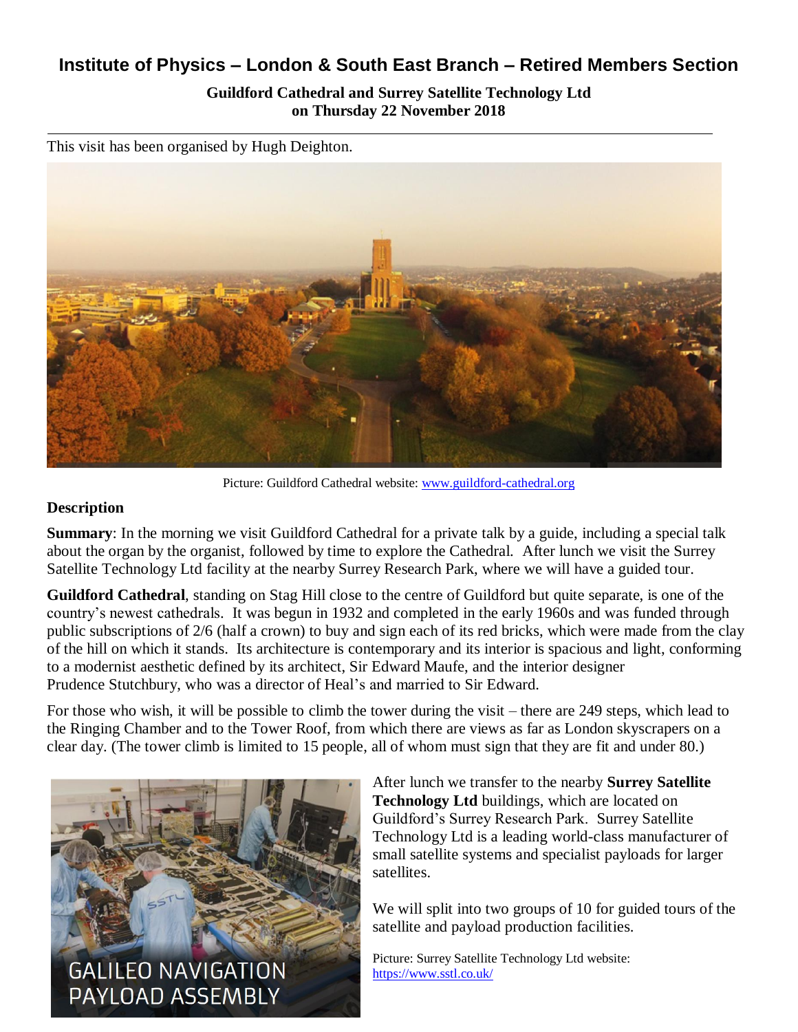# Institute of Physics – London & South East Branch – Retired Members Section

**Guildford Cathedral and Surrey Satellite Technology Ltd**
**on Thursday 22 November 2018**

---

This visit has been organised by Hugh Deighton.

Picture: Guildford Cathedral website: www.guildford-cathedral.org

### Description

**Summary**: In the morning we visit Guildford Cathedral for a private talk by a guide, including a special talk about the organ by the organist, followed by time to explore the Cathedral. After lunch we visit the Surrey Satellite Technology Ltd facility at the nearby Surrey Research Park, where we will have a guided tour.

**Guildford Cathedral**, standing on Stag Hill close to the centre of Guildford but quite separate, is one of the country's newest cathedrals. It was begun in 1932 and completed in the early 1960s and was funded through public subscriptions of 2/6 (half a crown) to buy and sign each of its red bricks, which were made from the clay of the hill on which it stands. Its architecture is contemporary and its interior is spacious and light, conforming to a modernist aesthetic defined by its architect, Sir Edward Maufe, and the interior designer Prudence Stutchbury, who was a director of Heal's and married to Sir Edward.

For those who wish, it will be possible to climb the tower during the visit – there are 249 steps, which lead to the Ringing Chamber and to the Tower Roof, from which there are views as far as London skyscrapers on a clear day. (The tower climb is limited to 15 people, all of whom must sign that they are fit and under 80.)

GALILEO NAVIGATION PAYLOAD ASSEMBLY

After lunch we transfer to the nearby **Surrey Satellite Technology Ltd** buildings, which are located on Guildford's Surrey Research Park. Surrey Satellite Technology Ltd is a leading world-class manufacturer of small satellite systems and specialist payloads for larger satellites.

We will split into two groups of 10 for guided tours of the satellite and payload production facilities.

Picture: Surrey Satellite Technology Ltd website: https://www.sstl.co.uk/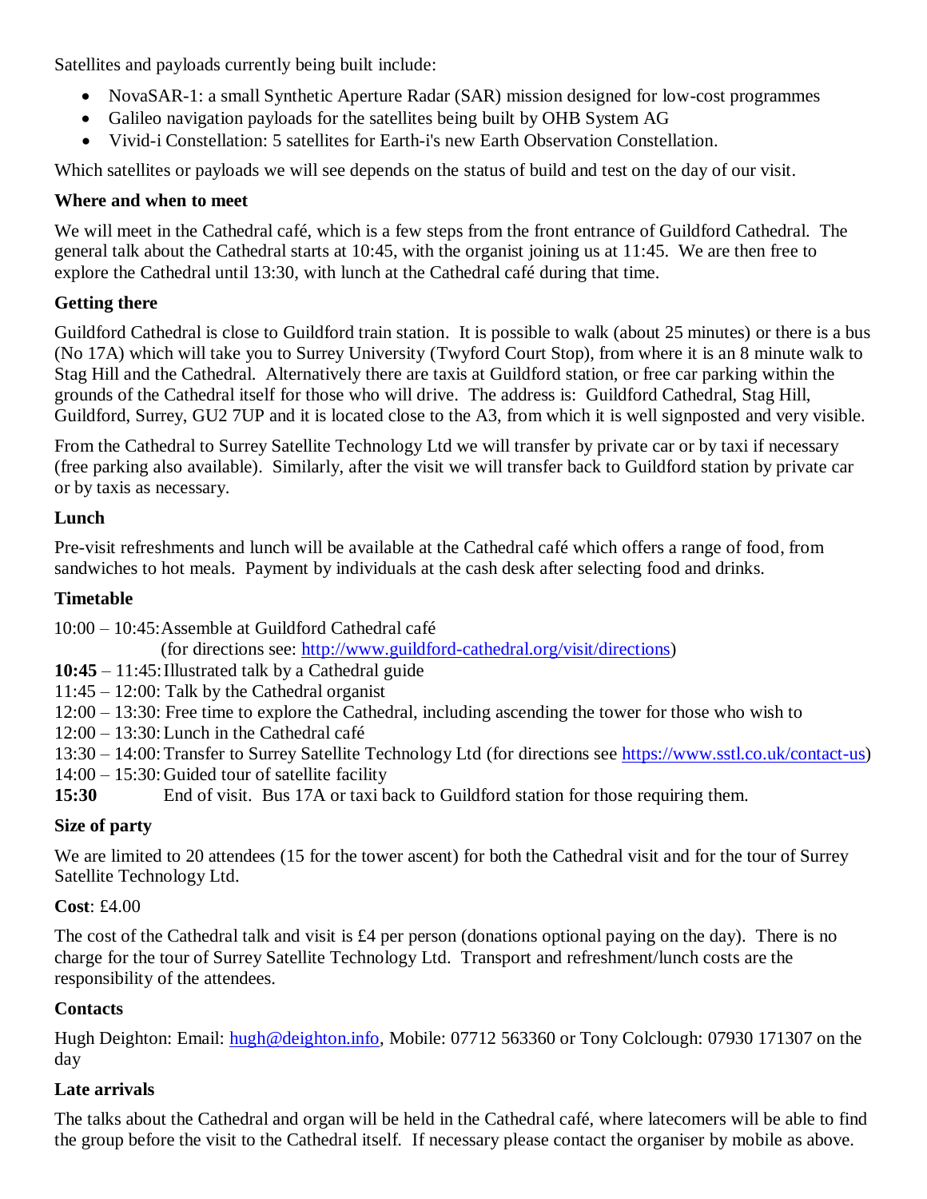Satellites and payloads currently being built include:

- NovaSAR-1: a small Synthetic Aperture Radar (SAR) mission designed for low-cost programmes
- Galileo navigation payloads for the satellites being built by OHB System AG
- Vivid-i Constellation: 5 satellites for Earth-i's new Earth Observation Constellation.

Which satellites or payloads we will see depends on the status of build and test on the day of our visit.

**Where and when to meet**

We will meet in the Cathedral café, which is a few steps from the front entrance of Guildford Cathedral. The general talk about the Cathedral starts at 10:45, with the organist joining us at 11:45. We are then free to explore the Cathedral until 13:30, with lunch at the Cathedral café during that time.

**Getting there**

Guildford Cathedral is close to Guildford train station. It is possible to walk (about 25 minutes) or there is a bus (No 17A) which will take you to Surrey University (Twyford Court Stop), from where it is an 8 minute walk to Stag Hill and the Cathedral. Alternatively there are taxis at Guildford station, or free car parking within the grounds of the Cathedral itself for those who will drive. The address is: Guildford Cathedral, Stag Hill, Guildford, Surrey, GU2 7UP and it is located close to the A3, from which it is well signposted and very visible.

From the Cathedral to Surrey Satellite Technology Ltd we will transfer by private car or by taxi if necessary (free parking also available). Similarly, after the visit we will transfer back to Guildford station by private car or by taxis as necessary.

**Lunch**

Pre-visit refreshments and lunch will be available at the Cathedral café which offers a range of food, from sandwiches to hot meals. Payment by individuals at the cash desk after selecting food and drinks.

**Timetable**

10:00 – 10:45: Assemble at Guildford Cathedral café
(for directions see: http://www.guildford-cathedral.org/visit/directions)
**10:45** – 11:45: Illustrated talk by a Cathedral guide
11:45 – 12:00: Talk by the Cathedral organist
12:00 – 13:30: Free time to explore the Cathedral, including ascending the tower for those who wish to
12:00 – 13:30: Lunch in the Cathedral café
13:30 – 14:00: Transfer to Surrey Satellite Technology Ltd (for directions see https://www.sstl.co.uk/contact-us)
14:00 – 15:30: Guided tour of satellite facility
**15:30** End of visit. Bus 17A or taxi back to Guildford station for those requiring them.

**Size of party**

We are limited to 20 attendees (15 for the tower ascent) for both the Cathedral visit and for the tour of Surrey Satellite Technology Ltd.

**Cost**: £4.00

The cost of the Cathedral talk and visit is £4 per person (donations optional paying on the day). There is no charge for the tour of Surrey Satellite Technology Ltd. Transport and refreshment/lunch costs are the responsibility of the attendees.

**Contacts**

Hugh Deighton: Email: hugh@deighton.info, Mobile: 07712 563360 or Tony Colclough: 07930 171307 on the day

**Late arrivals**

The talks about the Cathedral and organ will be held in the Cathedral café, where latecomers will be able to find the group before the visit to the Cathedral itself. If necessary please contact the organiser by mobile as above.